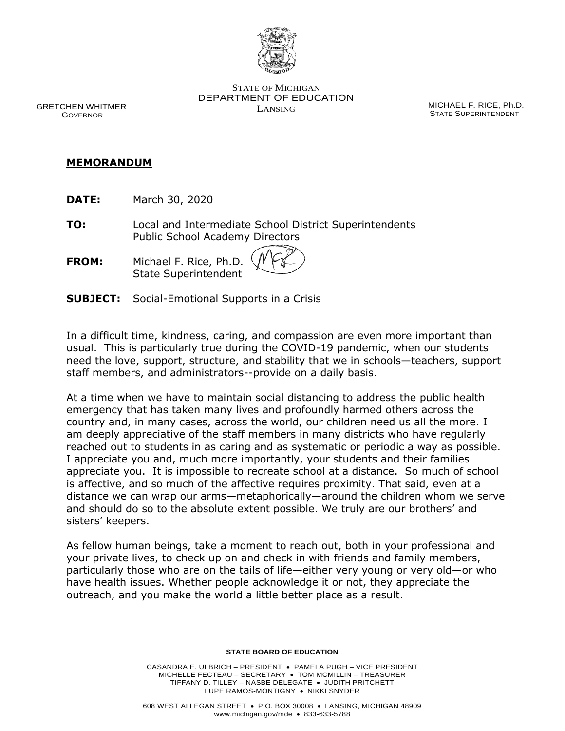STATE OF MICHIGAN
DEPARTMENT OF EDUCATION
LANSING

GRETCHEN WHITMER
GOVERNOR

MICHAEL F. RICE, Ph.D.
STATE SUPERINTENDENT

**MEMORANDUM**

**DATE:** March 30, 2020

**TO:** Local and Intermediate School District Superintendents
Public School Academy Directors

**FROM:** Michael F. Rice, Ph.D.
State Superintendent

**SUBJECT:** Social-Emotional Supports in a Crisis

In a difficult time, kindness, caring, and compassion are even more important than usual. This is particularly true during the COVID-19 pandemic, when our students need the love, support, structure, and stability that we in schools—teachers, support staff members, and administrators--provide on a daily basis.

At a time when we have to maintain social distancing to address the public health emergency that has taken many lives and profoundly harmed others across the country and, in many cases, across the world, our children need us all the more. I am deeply appreciative of the staff members in many districts who have regularly reached out to students in as caring and as systematic or periodic a way as possible. I appreciate you and, much more importantly, your students and their families appreciate you. It is impossible to recreate school at a distance. So much of school is affective, and so much of the affective requires proximity. That said, even at a distance we can wrap our arms—metaphorically—around the children whom we serve and should do so to the absolute extent possible. We truly are our brothers' and sisters' keepers.

As fellow human beings, take a moment to reach out, both in your professional and your private lives, to check up on and check in with friends and family members, particularly those who are on the tails of life—either very young or very old—or who have health issues. Whether people acknowledge it or not, they appreciate the outreach, and you make the world a little better place as a result.

**STATE BOARD OF EDUCATION**

CASANDRA E. ULBRICH – PRESIDENT • PAMELA PUGH – VICE PRESIDENT
MICHELLE FECTEAU – SECRETARY • TOM MCMILLIN – TREASURER
TIFFANY D. TILLEY – NASBE DELEGATE • JUDITH PRITCHETT
LUPE RAMOS-MONTIGNY • NIKKI SNYDER

608 WEST ALLEGAN STREET • P.O. BOX 30008 • LANSING, MICHIGAN 48909
www.michigan.gov/mde • 833-633-5788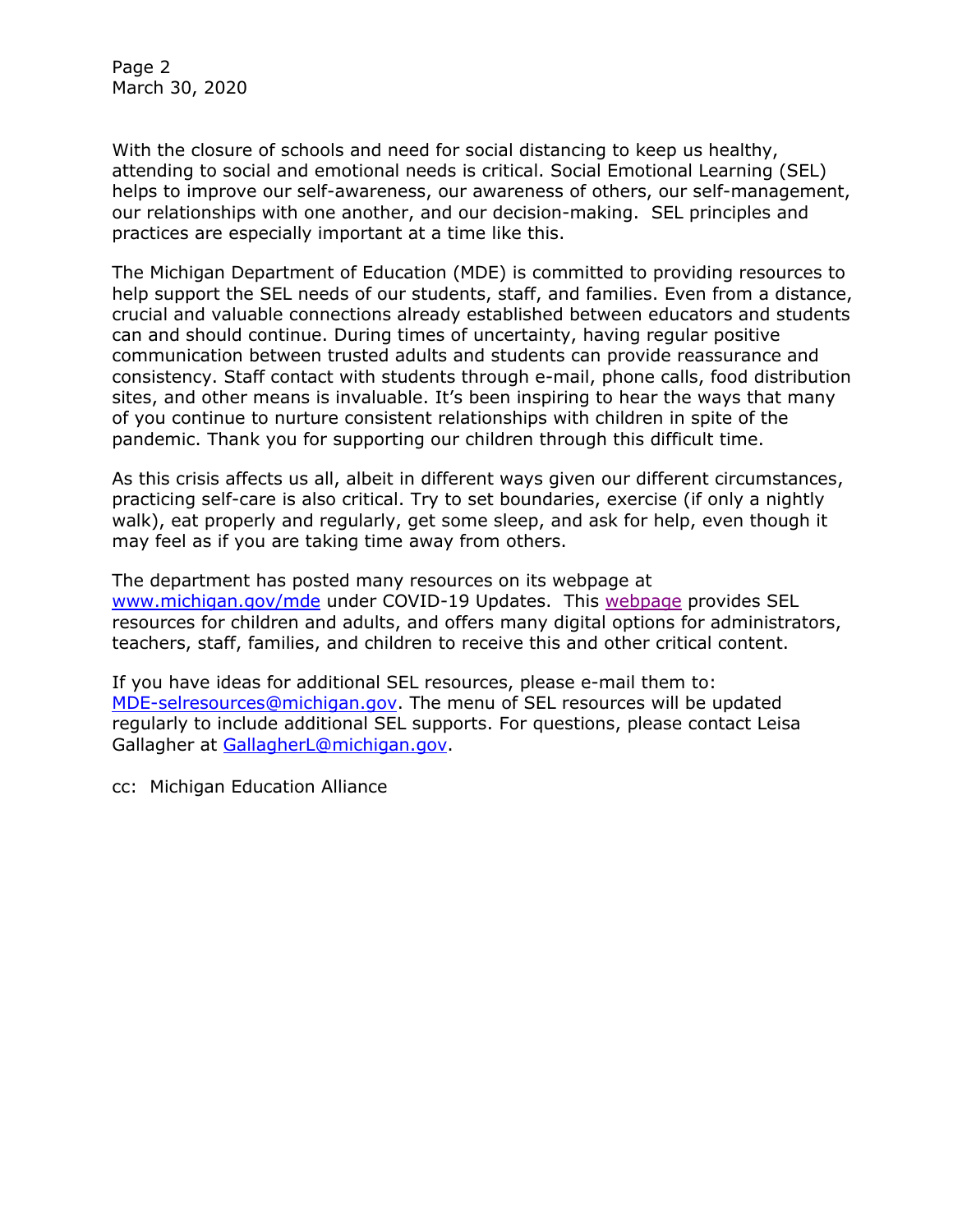With the closure of schools and need for social distancing to keep us healthy, attending to social and emotional needs is critical. Social Emotional Learning (SEL) helps to improve our self-awareness, our awareness of others, our self-management, our relationships with one another, and our decision-making. SEL principles and practices are especially important at a time like this.

The Michigan Department of Education (MDE) is committed to providing resources to help support the SEL needs of our students, staff, and families. Even from a distance, crucial and valuable connections already established between educators and students can and should continue. During times of uncertainty, having regular positive communication between trusted adults and students can provide reassurance and consistency. Staff contact with students through e-mail, phone calls, food distribution sites, and other means is invaluable. It's been inspiring to hear the ways that many of you continue to nurture consistent relationships with children in spite of the pandemic. Thank you for supporting our children through this difficult time.

As this crisis affects us all, albeit in different ways given our different circumstances, practicing self-care is also critical. Try to set boundaries, exercise (if only a nightly walk), eat properly and regularly, get some sleep, and ask for help, even though it may feel as if you are taking time away from others.

The department has posted many resources on its webpage at www.michigan.gov/mde under COVID-19 Updates. This webpage provides SEL resources for children and adults, and offers many digital options for administrators, teachers, staff, families, and children to receive this and other critical content.

If you have ideas for additional SEL resources, please e-mail them to: MDE-selresources@michigan.gov. The menu of SEL resources will be updated regularly to include additional SEL supports. For questions, please contact Leisa Gallagher at GallagherL@michigan.gov.

cc: Michigan Education Alliance